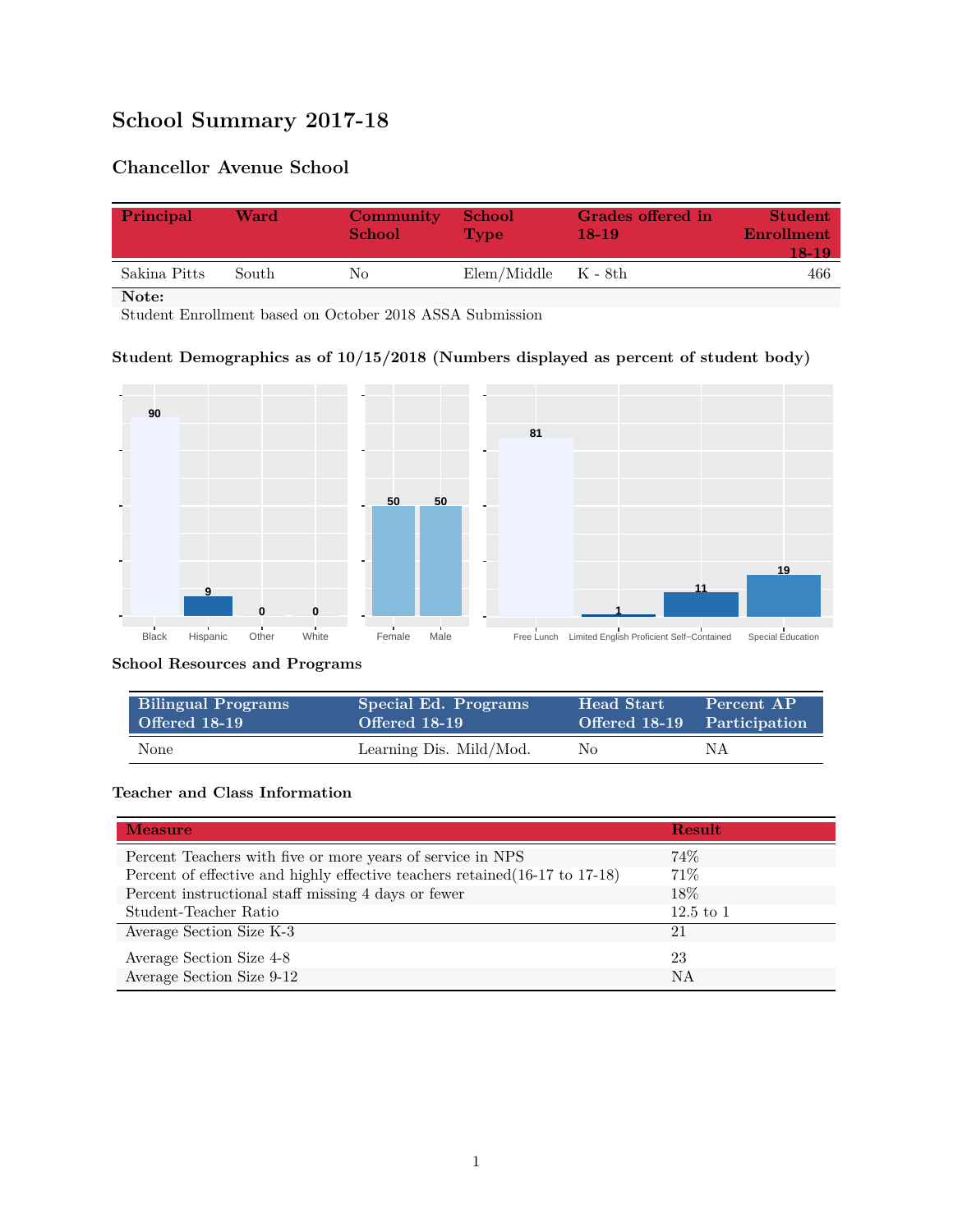# School Summary 2017-18

## Chancellor Avenue School

| Principal | Ward | Community School | School Type | Grades offered in 18-19 | Student Enrollment 18-19 |
|---|---|---|---|---|---|
| Sakina Pitts | South | No | Elem/Middle | K - 8th | 466 |

**Note:**
Student Enrollment based on October 2018 ASSA Submission

### Student Demographics as of 10/15/2018 (Numbers displayed as percent of student body)

| Black | Hispanic | Other | White |
|---|---|---|---|
| 90 | 9 | 0 | 0 |

| Female | Male |
|---|---|
| 50 | 50 |

| Free Lunch | Limited English Proficient | Self-Contained | Special Education |
|---|---|---|---|
| 81 | 1 | 11 | 19 |

### School Resources and Programs

| Bilingual Programs Offered 18-19 | Special Ed. Programs Offered 18-19 | Head Start Offered 18-19 | Percent AP Participation |
|---|---|---|---|
| None | Learning Dis. Mild/Mod. | No | NA |

### Teacher and Class Information

| Measure | Result |
|---|---|
| Percent Teachers with five or more years of service in NPS | 74% |
| Percent of effective and highly effective teachers retained(16-17 to 17-18) | 71% |
| Percent instructional staff missing 4 days or fewer | 18% |
| Student-Teacher Ratio | 12.5 to 1 |
| Average Section Size K-3 | 21 |
| Average Section Size 4-8 | 23 |
| Average Section Size 9-12 | NA |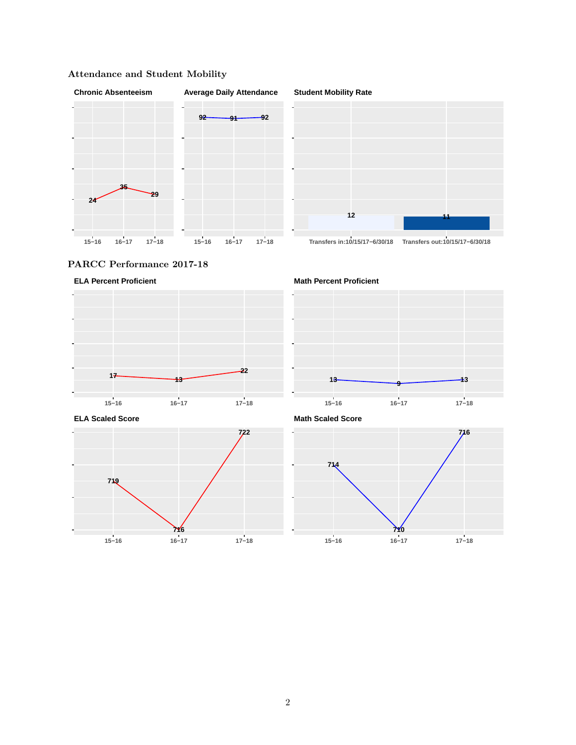## Attendance and Student Mobility

**Chronic Absenteeism**

24
35
29

15–16
16–17
17–18

**Average Daily Attendance**

92
91
92

15–16
16–17
17–18

**Student Mobility Rate**

12
11

Transfers in:10/15/17–6/30/18
Transfers out:10/15/17–6/30/18

## PARCC Performance 2017-18

**ELA Percent Proficient**

17
13
22

15–16
16–17
17–18

**Math Percent Proficient**

13
9
13

15–16
16–17
17–18

**ELA Scaled Score**

719
716
722

15–16
16–17
17–18

**Math Scaled Score**

714
710
716

15–16
16–17
17–18